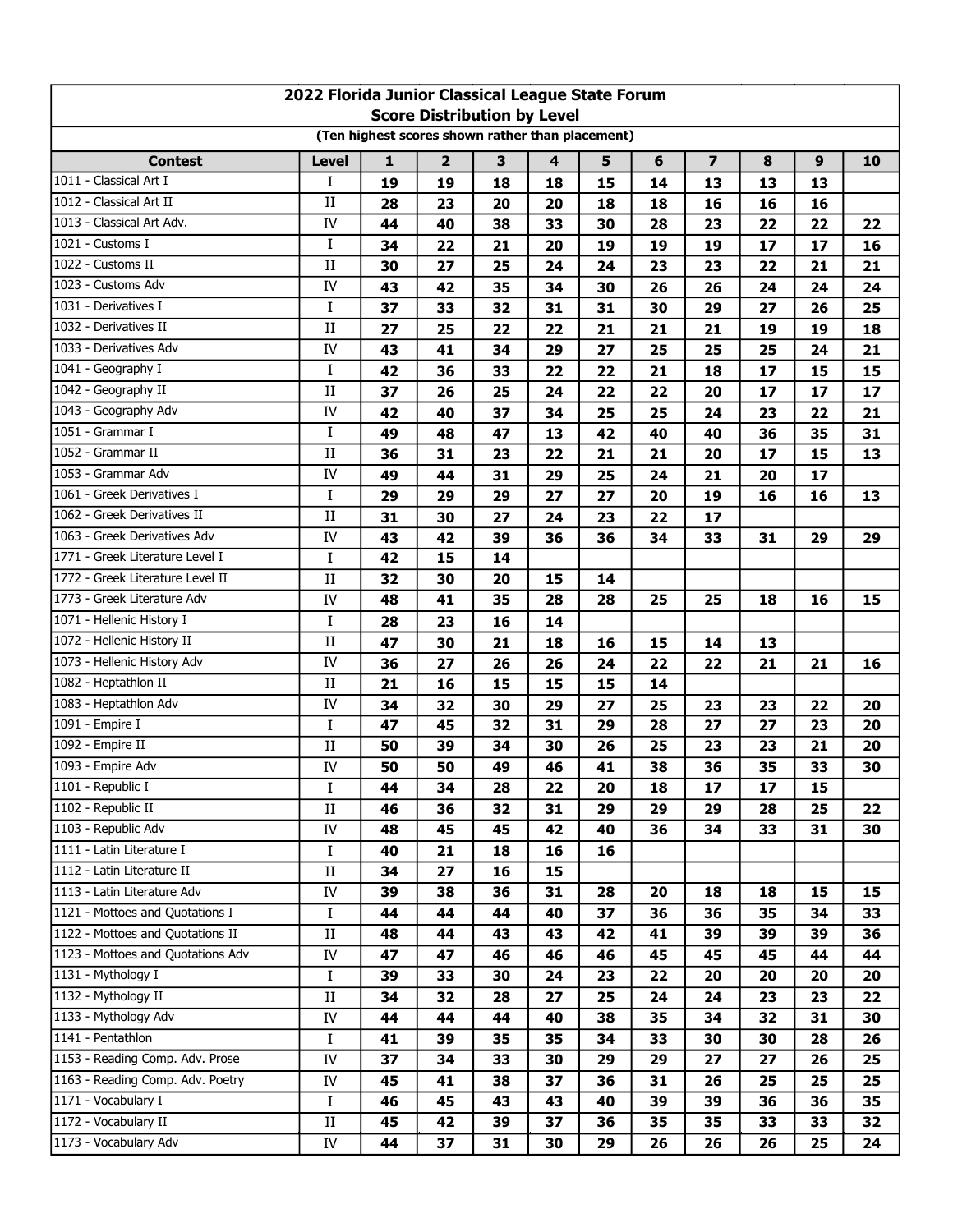## 2022 Florida Junior Classical League State Forum
## Score Distribution by Level

(Ten highest scores shown rather than placement)

| Contest | Level | 1 | 2 | 3 | 4 | 5 | 6 | 7 | 8 | 9 | 10 |
|---|---|---|---|---|---|---|---|---|---|---|---|
| 1011 - Classical Art I | I | 19 | 19 | 18 | 18 | 15 | 14 | 13 | 13 | 13 | |
| 1012 - Classical Art II | II | 28 | 23 | 20 | 20 | 18 | 18 | 16 | 16 | 16 | |
| 1013 - Classical Art Adv. | IV | 44 | 40 | 38 | 33 | 30 | 28 | 23 | 22 | 22 | 22 |
| 1021 - Customs I | I | 34 | 22 | 21 | 20 | 19 | 19 | 19 | 17 | 17 | 16 |
| 1022 - Customs II | II | 30 | 27 | 25 | 24 | 24 | 23 | 23 | 22 | 21 | 21 |
| 1023 - Customs Adv | IV | 43 | 42 | 35 | 34 | 30 | 26 | 26 | 24 | 24 | 24 |
| 1031 - Derivatives I | I | 37 | 33 | 32 | 31 | 31 | 30 | 29 | 27 | 26 | 25 |
| 1032 - Derivatives II | II | 27 | 25 | 22 | 22 | 21 | 21 | 21 | 19 | 19 | 18 |
| 1033 - Derivatives Adv | IV | 43 | 41 | 34 | 29 | 27 | 25 | 25 | 25 | 24 | 21 |
| 1041 - Geography I | I | 42 | 36 | 33 | 22 | 22 | 21 | 18 | 17 | 15 | 15 |
| 1042 - Geography II | II | 37 | 26 | 25 | 24 | 22 | 22 | 20 | 17 | 17 | 17 |
| 1043 - Geography Adv | IV | 42 | 40 | 37 | 34 | 25 | 25 | 24 | 23 | 22 | 21 |
| 1051 - Grammar I | I | 49 | 48 | 47 | 13 | 42 | 40 | 40 | 36 | 35 | 31 |
| 1052 - Grammar II | II | 36 | 31 | 23 | 22 | 21 | 21 | 20 | 17 | 15 | 13 |
| 1053 - Grammar Adv | IV | 49 | 44 | 31 | 29 | 25 | 24 | 21 | 20 | 17 | |
| 1061 - Greek Derivatives I | I | 29 | 29 | 29 | 27 | 27 | 20 | 19 | 16 | 16 | 13 |
| 1062 - Greek Derivatives II | II | 31 | 30 | 27 | 24 | 23 | 22 | 17 | | | |
| 1063 - Greek Derivatives Adv | IV | 43 | 42 | 39 | 36 | 36 | 34 | 33 | 31 | 29 | 29 |
| 1771 - Greek Literature Level I | I | 42 | 15 | 14 | | | | | | | |
| 1772 - Greek Literature Level II | II | 32 | 30 | 20 | 15 | 14 | | | | | |
| 1773 - Greek Literature Adv | IV | 48 | 41 | 35 | 28 | 28 | 25 | 25 | 18 | 16 | 15 |
| 1071 - Hellenic History I | I | 28 | 23 | 16 | 14 | | | | | | |
| 1072 - Hellenic History II | II | 47 | 30 | 21 | 18 | 16 | 15 | 14 | 13 | | |
| 1073 - Hellenic History Adv | IV | 36 | 27 | 26 | 26 | 24 | 22 | 22 | 21 | 21 | 16 |
| 1082 - Heptathlon II | II | 21 | 16 | 15 | 15 | 15 | 14 | | | | |
| 1083 - Heptathlon Adv | IV | 34 | 32 | 30 | 29 | 27 | 25 | 23 | 23 | 22 | 20 |
| 1091 - Empire I | I | 47 | 45 | 32 | 31 | 29 | 28 | 27 | 27 | 23 | 20 |
| 1092 - Empire II | II | 50 | 39 | 34 | 30 | 26 | 25 | 23 | 23 | 21 | 20 |
| 1093 - Empire Adv | IV | 50 | 50 | 49 | 46 | 41 | 38 | 36 | 35 | 33 | 30 |
| 1101 - Republic I | I | 44 | 34 | 28 | 22 | 20 | 18 | 17 | 17 | 15 | |
| 1102 - Republic II | II | 46 | 36 | 32 | 31 | 29 | 29 | 29 | 28 | 25 | 22 |
| 1103 - Republic Adv | IV | 48 | 45 | 45 | 42 | 40 | 36 | 34 | 33 | 31 | 30 |
| 1111 - Latin Literature I | I | 40 | 21 | 18 | 16 | 16 | | | | | |
| 1112 - Latin Literature II | II | 34 | 27 | 16 | 15 | | | | | | |
| 1113 - Latin Literature Adv | IV | 39 | 38 | 36 | 31 | 28 | 20 | 18 | 18 | 15 | 15 |
| 1121 - Mottoes and Quotations I | I | 44 | 44 | 44 | 40 | 37 | 36 | 36 | 35 | 34 | 33 |
| 1122 - Mottoes and Quotations II | II | 48 | 44 | 43 | 43 | 42 | 41 | 39 | 39 | 39 | 36 |
| 1123 - Mottoes and Quotations Adv | IV | 47 | 47 | 46 | 46 | 46 | 45 | 45 | 45 | 44 | 44 |
| 1131 - Mythology I | I | 39 | 33 | 30 | 24 | 23 | 22 | 20 | 20 | 20 | 20 |
| 1132 - Mythology II | II | 34 | 32 | 28 | 27 | 25 | 24 | 24 | 23 | 23 | 22 |
| 1133 - Mythology Adv | IV | 44 | 44 | 44 | 40 | 38 | 35 | 34 | 32 | 31 | 30 |
| 1141 - Pentathlon | I | 41 | 39 | 35 | 35 | 34 | 33 | 30 | 30 | 28 | 26 |
| 1153 - Reading Comp. Adv. Prose | IV | 37 | 34 | 33 | 30 | 29 | 29 | 27 | 27 | 26 | 25 |
| 1163 - Reading Comp. Adv. Poetry | IV | 45 | 41 | 38 | 37 | 36 | 31 | 26 | 25 | 25 | 25 |
| 1171 - Vocabulary I | I | 46 | 45 | 43 | 43 | 40 | 39 | 39 | 36 | 36 | 35 |
| 1172 - Vocabulary II | II | 45 | 42 | 39 | 37 | 36 | 35 | 35 | 33 | 33 | 32 |
| 1173 - Vocabulary Adv | IV | 44 | 37 | 31 | 30 | 29 | 26 | 26 | 26 | 25 | 24 |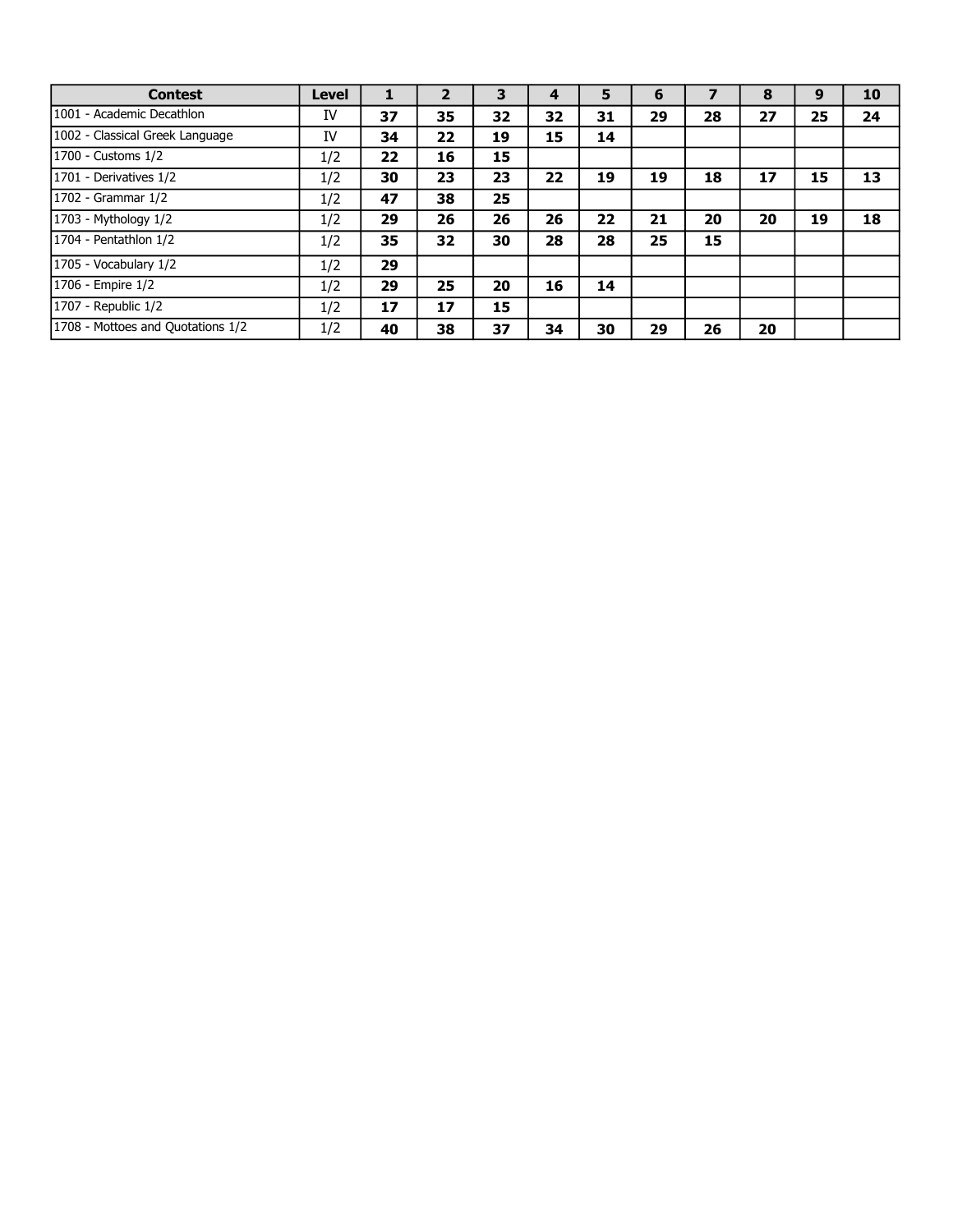| Contest | Level | 1 | 2 | 3 | 4 | 5 | 6 | 7 | 8 | 9 | 10 |
|---|---|---|---|---|---|---|---|---|---|---|---|
| 1001 - Academic Decathlon | IV | **37** | **35** | **32** | **32** | **31** | **29** | **28** | **27** | **25** | **24** |
| 1002 - Classical Greek Language | IV | **34** | **22** | **19** | **15** | **14** | | | | | |
| 1700 - Customs 1/2 | 1/2 | **22** | **16** | **15** | | | | | | | |
| 1701 - Derivatives 1/2 | 1/2 | **30** | **23** | **23** | **22** | **19** | **19** | **18** | **17** | **15** | **13** |
| 1702 - Grammar 1/2 | 1/2 | **47** | **38** | **25** | | | | | | | |
| 1703 - Mythology 1/2 | 1/2 | **29** | **26** | **26** | **26** | **22** | **21** | **20** | **20** | **19** | **18** |
| 1704 - Pentathlon 1/2 | 1/2 | **35** | **32** | **30** | **28** | **28** | **25** | **15** | | | |
| 1705 - Vocabulary 1/2 | 1/2 | **29** | | | | | | | | | |
| 1706 - Empire 1/2 | 1/2 | **29** | **25** | **20** | **16** | **14** | | | | | |
| 1707 - Republic 1/2 | 1/2 | **17** | **17** | **15** | | | | | | | |
| 1708 - Mottoes and Quotations 1/2 | 1/2 | **40** | **38** | **37** | **34** | **30** | **29** | **26** | **20** | | |